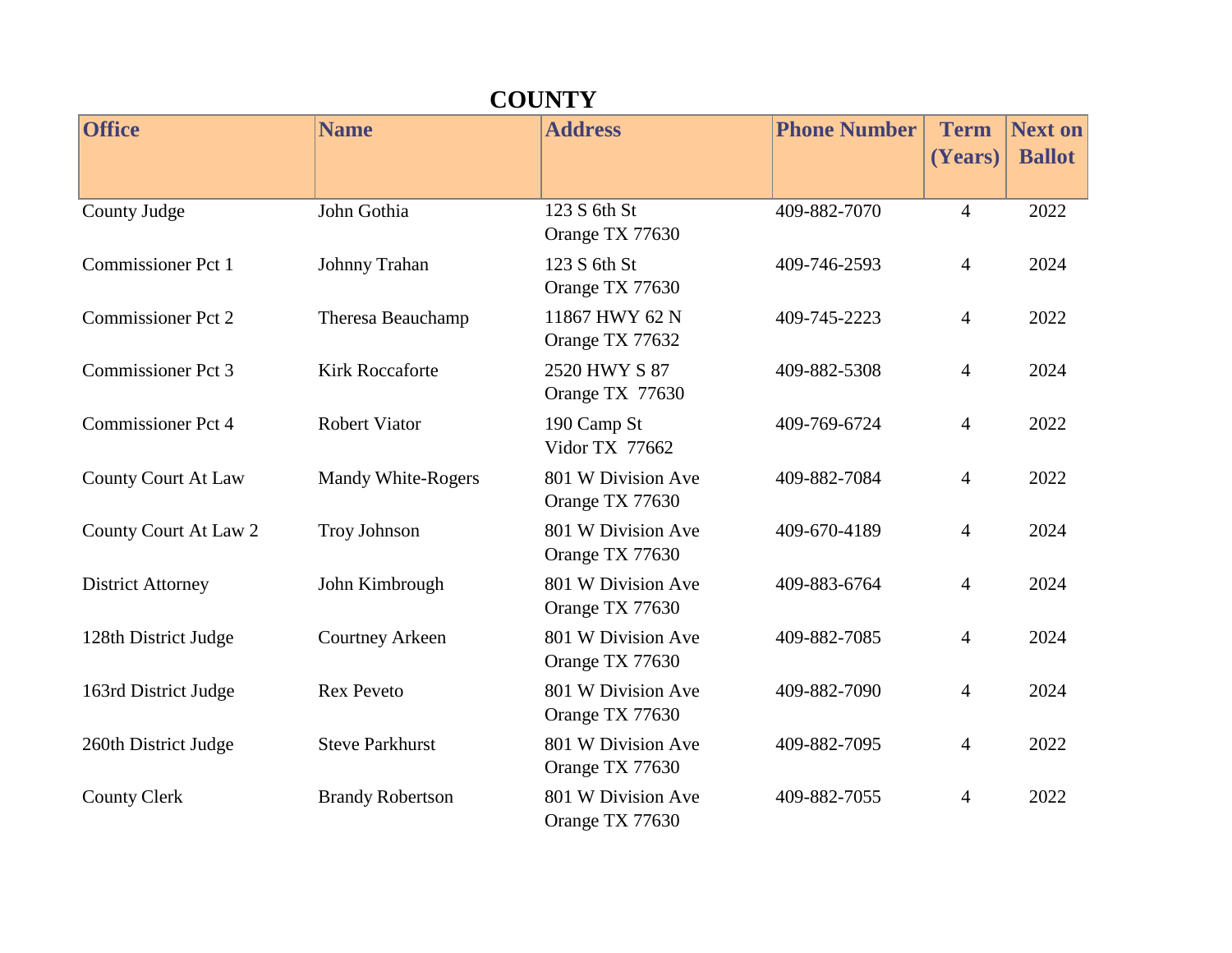## COUNTY

| Office | Name | Address | Phone Number | Term (Years) | Next on Ballot |
|---|---|---|---|---|---|
| County Judge | John Gothia | 123 S 6th St Orange TX 77630 | 409-882-7070 | 4 | 2022 |
| Commissioner Pct 1 | Johnny Trahan | 123 S 6th St Orange TX 77630 | 409-746-2593 | 4 | 2024 |
| Commissioner Pct 2 | Theresa Beauchamp | 11867 HWY 62 N Orange TX 77632 | 409-745-2223 | 4 | 2022 |
| Commissioner Pct 3 | Kirk Roccaforte | 2520 HWY S 87 Orange TX 77630 | 409-882-5308 | 4 | 2024 |
| Commissioner Pct 4 | Robert Viator | 190 Camp St Vidor TX 77662 | 409-769-6724 | 4 | 2022 |
| County Court At Law | Mandy White-Rogers | 801 W Division Ave Orange TX 77630 | 409-882-7084 | 4 | 2022 |
| County Court At Law 2 | Troy Johnson | 801 W Division Ave Orange TX 77630 | 409-670-4189 | 4 | 2024 |
| District Attorney | John Kimbrough | 801 W Division Ave Orange TX 77630 | 409-883-6764 | 4 | 2024 |
| 128th District Judge | Courtney Arkeen | 801 W Division Ave Orange TX 77630 | 409-882-7085 | 4 | 2024 |
| 163rd District Judge | Rex Peveto | 801 W Division Ave Orange TX 77630 | 409-882-7090 | 4 | 2024 |
| 260th District Judge | Steve Parkhurst | 801 W Division Ave Orange TX 77630 | 409-882-7095 | 4 | 2022 |
| County Clerk | Brandy Robertson | 801 W Division Ave Orange TX 77630 | 409-882-7055 | 4 | 2022 |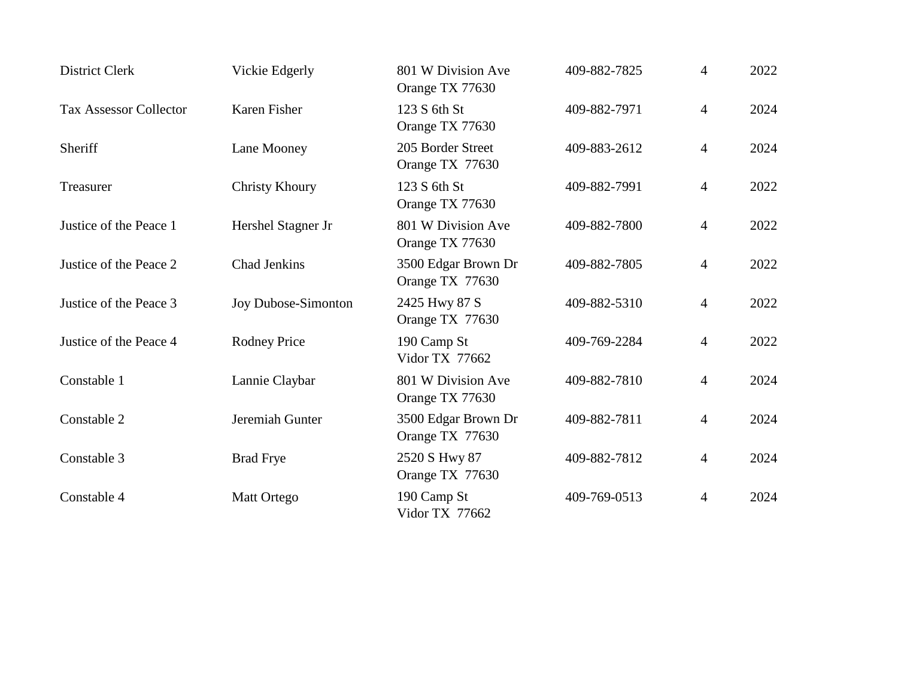| | | | | | |
|---|---|---|---|---|---|
| District Clerk | Vickie Edgerly | 801 W Division Ave<br>Orange TX 77630 | 409-882-7825 | 4 | 2022 |
| Tax Assessor Collector | Karen Fisher | 123 S 6th St<br>Orange TX 77630 | 409-882-7971 | 4 | 2024 |
| Sheriff | Lane Mooney | 205 Border Street<br>Orange TX 77630 | 409-883-2612 | 4 | 2024 |
| Treasurer | Christy Khoury | 123 S 6th St<br>Orange TX 77630 | 409-882-7991 | 4 | 2022 |
| Justice of the Peace 1 | Hershel Stagner Jr | 801 W Division Ave<br>Orange TX 77630 | 409-882-7800 | 4 | 2022 |
| Justice of the Peace 2 | Chad Jenkins | 3500 Edgar Brown Dr<br>Orange TX 77630 | 409-882-7805 | 4 | 2022 |
| Justice of the Peace 3 | Joy Dubose-Simonton | 2425 Hwy 87 S<br>Orange TX 77630 | 409-882-5310 | 4 | 2022 |
| Justice of the Peace 4 | Rodney Price | 190 Camp St<br>Vidor TX 77662 | 409-769-2284 | 4 | 2022 |
| Constable 1 | Lannie Claybar | 801 W Division Ave<br>Orange TX 77630 | 409-882-7810 | 4 | 2024 |
| Constable 2 | Jeremiah Gunter | 3500 Edgar Brown Dr<br>Orange TX 77630 | 409-882-7811 | 4 | 2024 |
| Constable 3 | Brad Frye | 2520 S Hwy 87<br>Orange TX 77630 | 409-882-7812 | 4 | 2024 |
| Constable 4 | Matt Ortego | 190 Camp St<br>Vidor TX 77662 | 409-769-0513 | 4 | 2024 |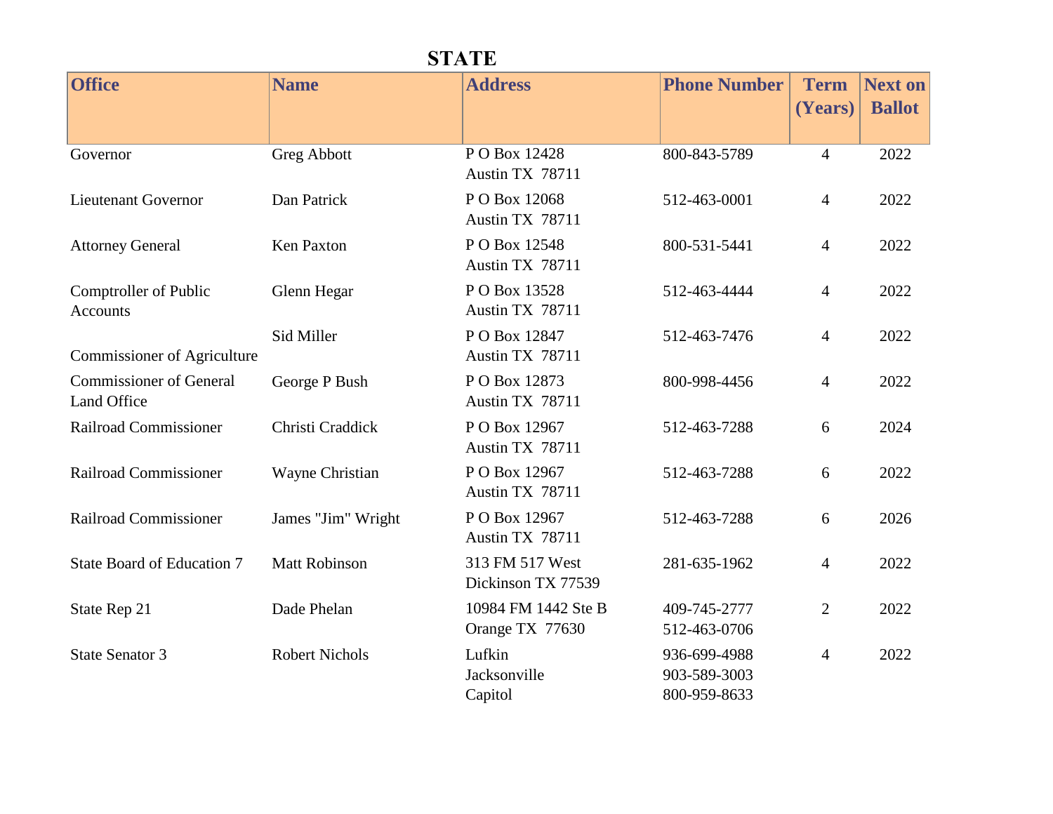## STATE

| Office | Name | Address | Phone Number | Term (Years) | Next on Ballot |
|---|---|---|---|---|---|
| Governor | Greg Abbott | P O Box 12428<br>Austin TX 78711 | 800-843-5789 | 4 | 2022 |
| Lieutenant Governor | Dan Patrick | P O Box 12068<br>Austin TX 78711 | 512-463-0001 | 4 | 2022 |
| Attorney General | Ken Paxton | P O Box 12548<br>Austin TX 78711 | 800-531-5441 | 4 | 2022 |
| Comptroller of Public Accounts | Glenn Hegar | P O Box 13528<br>Austin TX 78711 | 512-463-4444 | 4 | 2022 |
| Commissioner of Agriculture | Sid Miller | P O Box 12847<br>Austin TX 78711 | 512-463-7476 | 4 | 2022 |
| Commissioner of General Land Office | George P Bush | P O Box 12873<br>Austin TX 78711 | 800-998-4456 | 4 | 2022 |
| Railroad Commissioner | Christi Craddick | P O Box 12967<br>Austin TX 78711 | 512-463-7288 | 6 | 2024 |
| Railroad Commissioner | Wayne Christian | P O Box 12967<br>Austin TX 78711 | 512-463-7288 | 6 | 2022 |
| Railroad Commissioner | James "Jim" Wright | P O Box 12967<br>Austin TX 78711 | 512-463-7288 | 6 | 2026 |
| State Board of Education 7 | Matt Robinson | 313 FM 517 West<br>Dickinson TX 77539 | 281-635-1962 | 4 | 2022 |
| State Rep 21 | Dade Phelan | 10984 FM 1442 Ste B<br>Orange TX 77630 | 409-745-2777<br>512-463-0706 | 2 | 2022 |
| State Senator 3 | Robert Nichols | Lufkin<br>Jacksonville<br>Capitol | 936-699-4988<br>903-589-3003<br>800-959-8633 | 4 | 2022 |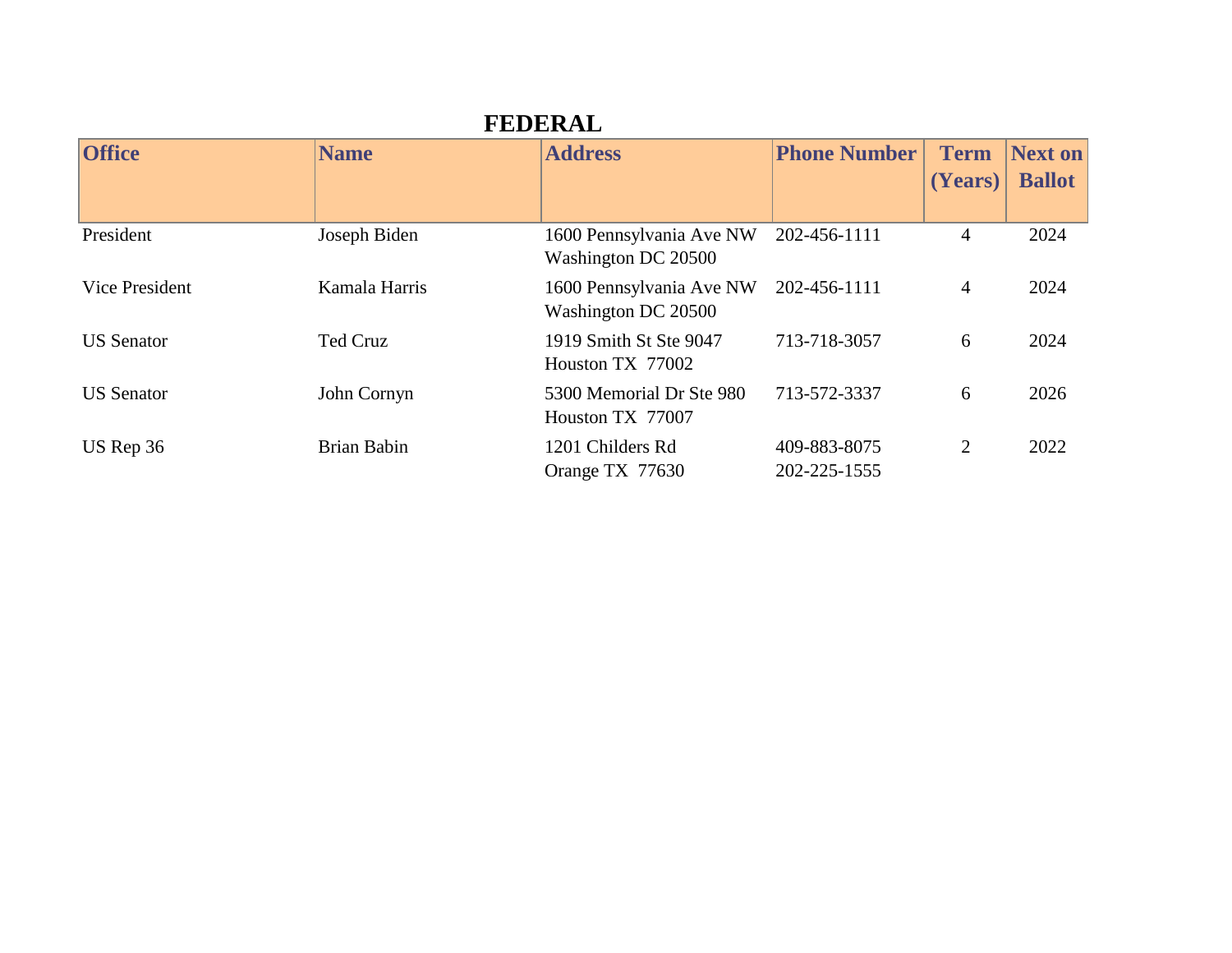## FEDERAL

| Office | Name | Address | Phone Number | Term (Years) | Next on Ballot |
|---|---|---|---|---|---|
| President | Joseph Biden | 1600 Pennsylvania Ave NW Washington DC 20500 | 202-456-1111 | 4 | 2024 |
| Vice President | Kamala Harris | 1600 Pennsylvania Ave NW Washington DC 20500 | 202-456-1111 | 4 | 2024 |
| US Senator | Ted Cruz | 1919 Smith St Ste 9047 Houston TX 77002 | 713-718-3057 | 6 | 2024 |
| US Senator | John Cornyn | 5300 Memorial Dr Ste 980 Houston TX 77007 | 713-572-3337 | 6 | 2026 |
| US Rep 36 | Brian Babin | 1201 Childers Rd Orange TX 77630 | 409-883-8075 202-225-1555 | 2 | 2022 |